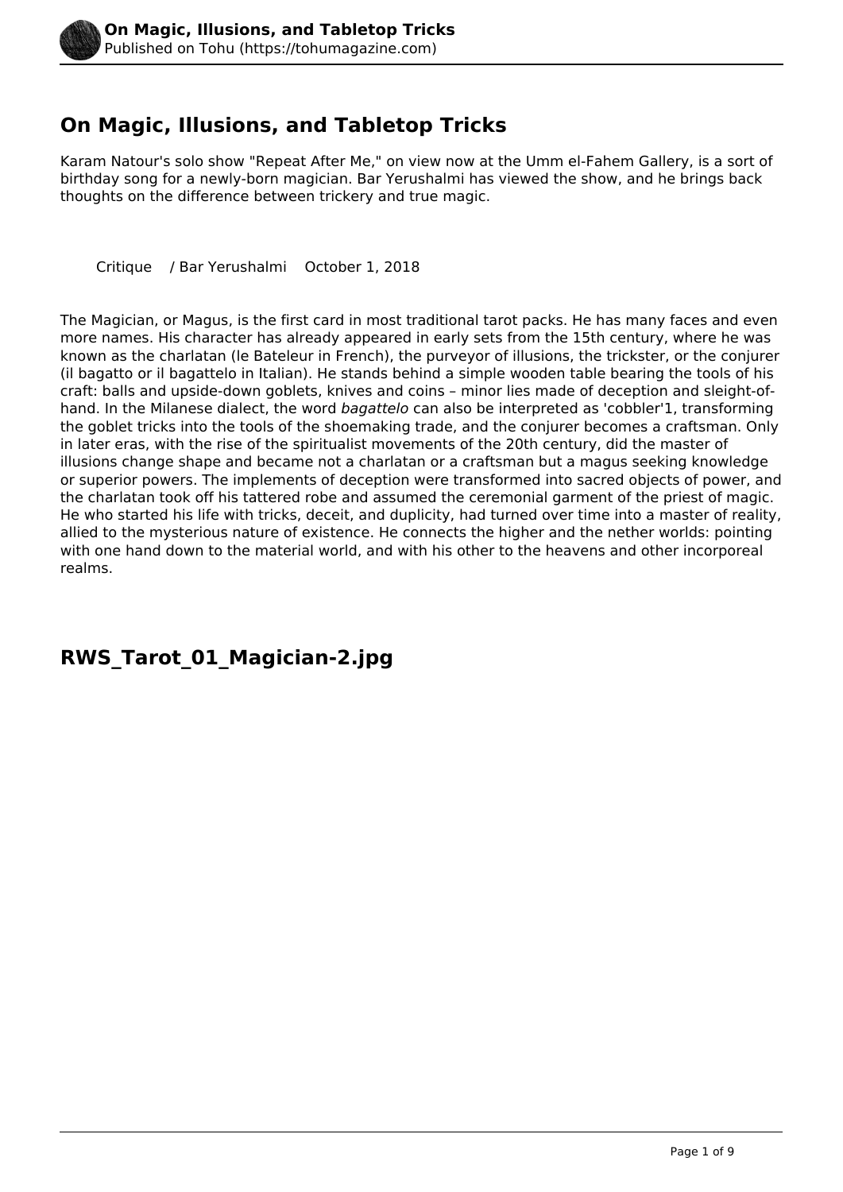# On Magic, Illusions, and Tabletop Tricks

Karam Natour's solo show "Repeat After Me," on view now at the Umm el-Fahem Gallery, is a sort of birthday song for a newly-born magician. Bar Yerushalmi has viewed the show, and he brings back thoughts on the difference between trickery and true magic.

Critique / Bar Yerushalmi October 1, 2018

The Magician, or Magus, is the first card in most traditional tarot packs. He has many faces and even more names. His character has already appeared in early sets from the 15th century, where he was known as the charlatan (le Bateleur in French), the purveyor of illusions, the trickster, or the conjurer (il bagatto or il bagattelo in Italian). He stands behind a simple wooden table bearing the tools of his craft: balls and upside-down goblets, knives and coins – minor lies made of deception and sleight-of-hand. In the Milanese dialect, the word *bagattelo* can also be interpreted as 'cobbler'[1], transforming the goblet tricks into the tools of the shoemaking trade, and the conjurer becomes a craftsman. Only in later eras, with the rise of the spiritualist movements of the 20th century, did the master of illusions change shape and became not a charlatan or a craftsman but a magus seeking knowledge or superior powers. The implements of deception were transformed into sacred objects of power, and the charlatan took off his tattered robe and assumed the ceremonial garment of the priest of magic. He who started his life with tricks, deceit, and duplicity, had turned over time into a master of reality, allied to the mysterious nature of existence. He connects the higher and the nether worlds: pointing with one hand down to the material world, and with his other to the heavens and other incorporeal realms.

## RWS_Tarot_01_Magician-2.jpg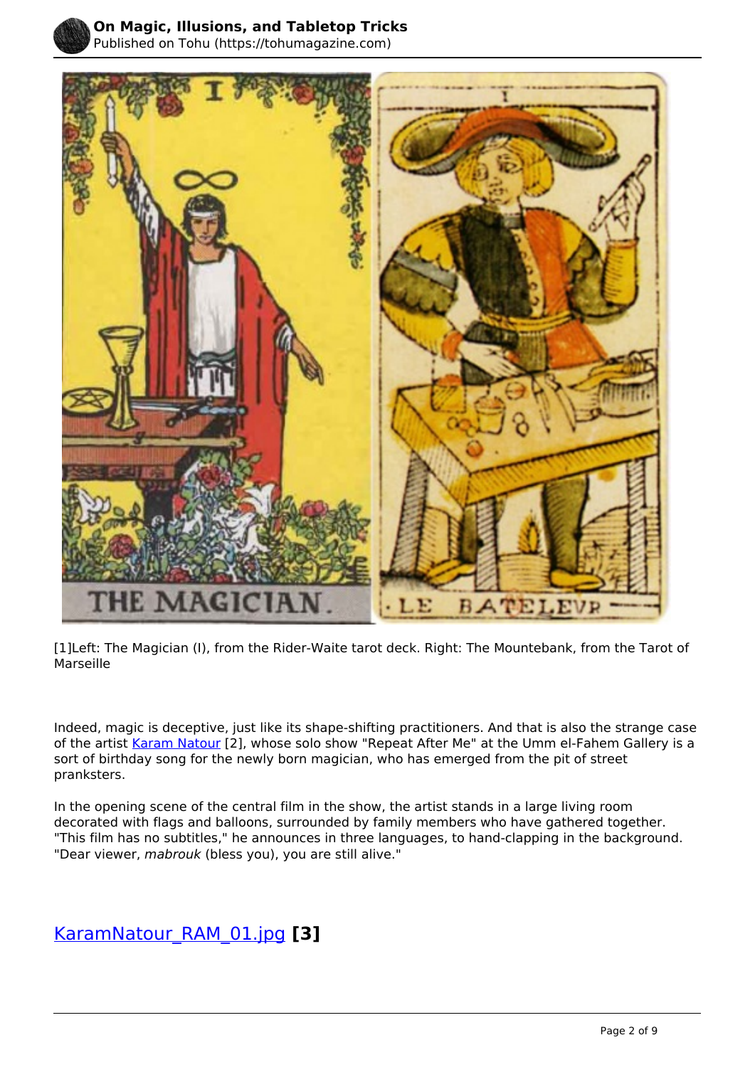[1]Left: The Magician (I), from the Rider-Waite tarot deck. Right: The Mountebank, from the Tarot of Marseille

Indeed, magic is deceptive, just like its shape-shifting practitioners. And that is also the strange case of the artist Karam Natour [2], whose solo show "Repeat After Me" at the Umm el-Fahem Gallery is a sort of birthday song for the newly born magician, who has emerged from the pit of street pranksters.

In the opening scene of the central film in the show, the artist stands in a large living room decorated with flags and balloons, surrounded by family members who have gathered together. "This film has no subtitles," he announces in three languages, to hand-clapping in the background. "Dear viewer, *mabrouk* (bless you), you are still alive."

## KaramNatour_RAM_01.jpg **[3]**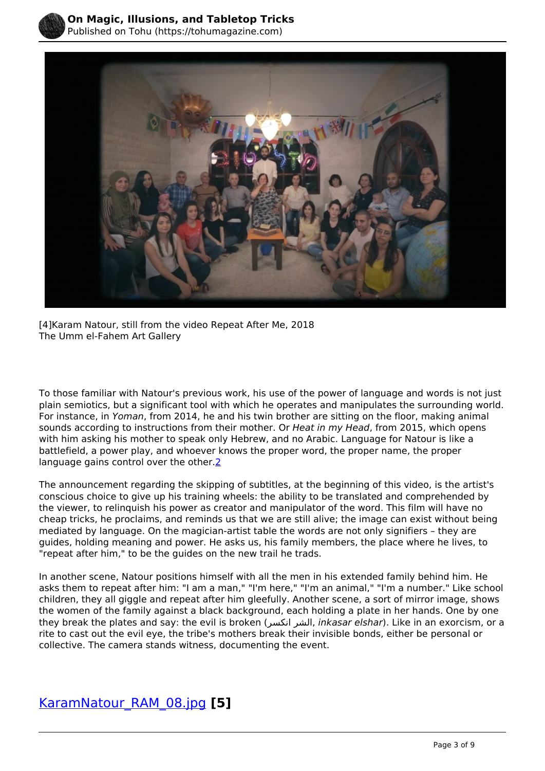[4]Karam Natour, still from the video Repeat After Me, 2018
The Umm el-Fahem Art Gallery

To those familiar with Natour's previous work, his use of the power of language and words is not just plain semiotics, but a significant tool with which he operates and manipulates the surrounding world. For instance, in *Yoman*, from 2014, he and his twin brother are sitting on the floor, making animal sounds according to instructions from their mother. Or *Heat in my Head*, from 2015, which opens with him asking his mother to speak only Hebrew, and no Arabic. Language for Natour is like a battlefield, a power play, and whoever knows the proper word, the proper name, the proper language gains control over the other.[2]

The announcement regarding the skipping of subtitles, at the beginning of this video, is the artist's conscious choice to give up his training wheels: the ability to be translated and comprehended by the viewer, to relinquish his power as creator and manipulator of the word. This film will have no cheap tricks, he proclaims, and reminds us that we are still alive; the image can exist without being mediated by language. On the magician-artist table the words are not only signifiers – they are guides, holding meaning and power. He asks us, his family members, the place where he lives, to "repeat after him," to be the guides on the new trail he trads.

In another scene, Natour positions himself with all the men in his extended family behind him. He asks them to repeat after him: "I am a man," "I'm here," "I'm an animal," "I'm a number." Like school children, they all giggle and repeat after him gleefully. Another scene, a sort of mirror image, shows the women of the family against a black background, each holding a plate in her hands. One by one they break the plates and say: the evil is broken (انكسر الشر, *inkasar elshar*). Like in an exorcism, or a rite to cast out the evil eye, the tribe's mothers break their invisible bonds, either be personal or collective. The camera stands witness, documenting the event.

KaramNatour_RAM_08.jpg **[5]**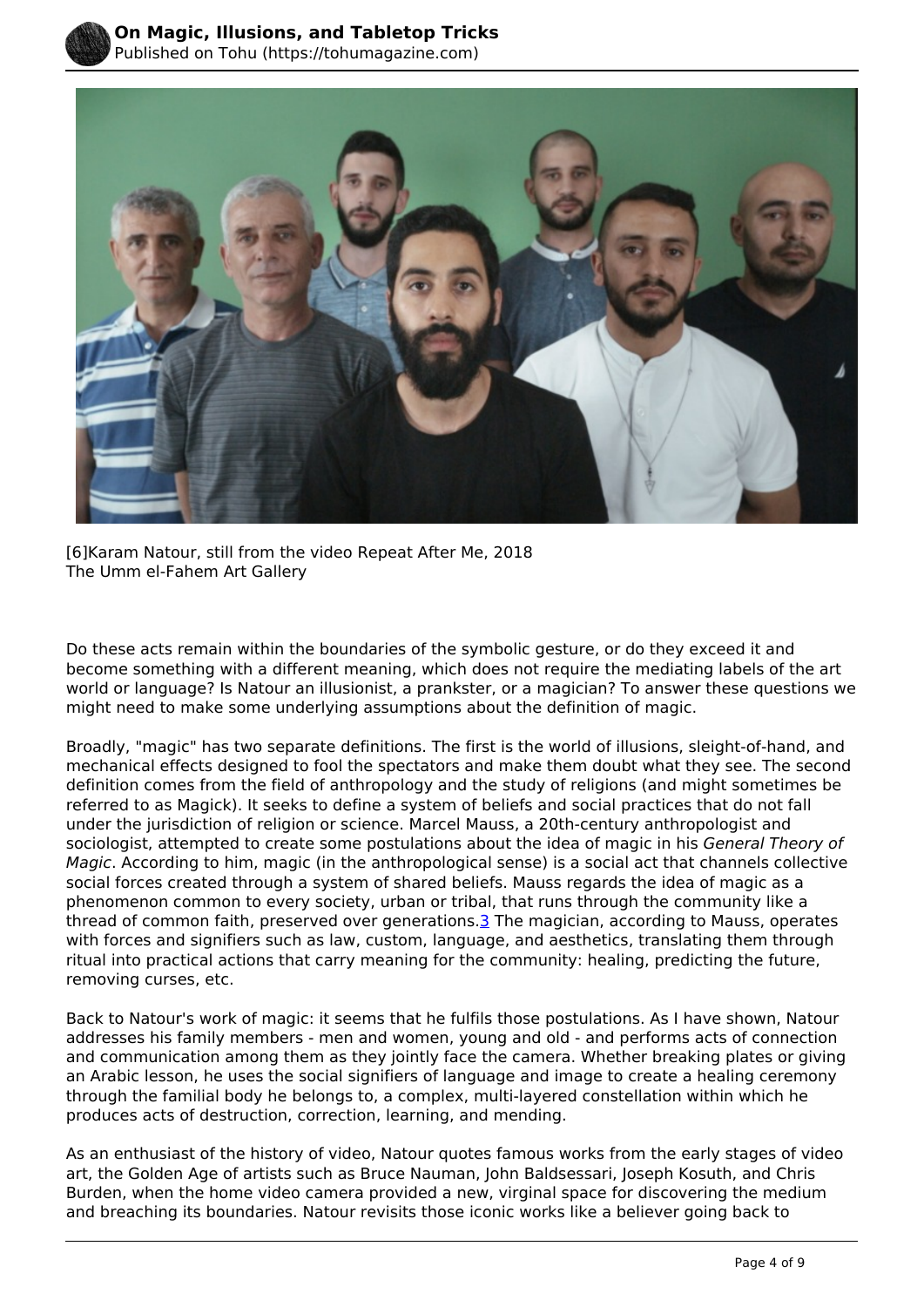[6]Karam Natour, still from the video Repeat After Me, 2018
The Umm el-Fahem Art Gallery

Do these acts remain within the boundaries of the symbolic gesture, or do they exceed it and become something with a different meaning, which does not require the mediating labels of the art world or language? Is Natour an illusionist, a prankster, or a magician? To answer these questions we might need to make some underlying assumptions about the definition of magic.

Broadly, "magic" has two separate definitions. The first is the world of illusions, sleight-of-hand, and mechanical effects designed to fool the spectators and make them doubt what they see. The second definition comes from the field of anthropology and the study of religions (and might sometimes be referred to as Magick). It seeks to define a system of beliefs and social practices that do not fall under the jurisdiction of religion or science. Marcel Mauss, a 20th-century anthropologist and sociologist, attempted to create some postulations about the idea of magic in his *General Theory of Magic*. According to him, magic (in the anthropological sense) is a social act that channels collective social forces created through a system of shared beliefs. Mauss regards the idea of magic as a phenomenon common to every society, urban or tribal, that runs through the community like a thread of common faith, preserved over generations.[3] The magician, according to Mauss, operates with forces and signifiers such as law, custom, language, and aesthetics, translating them through ritual into practical actions that carry meaning for the community: healing, predicting the future, removing curses, etc.

Back to Natour's work of magic: it seems that he fulfils those postulations. As I have shown, Natour addresses his family members - men and women, young and old - and performs acts of connection and communication among them as they jointly face the camera. Whether breaking plates or giving an Arabic lesson, he uses the social signifiers of language and image to create a healing ceremony through the familial body he belongs to, a complex, multi-layered constellation within which he produces acts of destruction, correction, learning, and mending.

As an enthusiast of the history of video, Natour quotes famous works from the early stages of video art, the Golden Age of artists such as Bruce Nauman, John Baldsessari, Joseph Kosuth, and Chris Burden, when the home video camera provided a new, virginal space for discovering the medium and breaching its boundaries. Natour revisits those iconic works like a believer going back to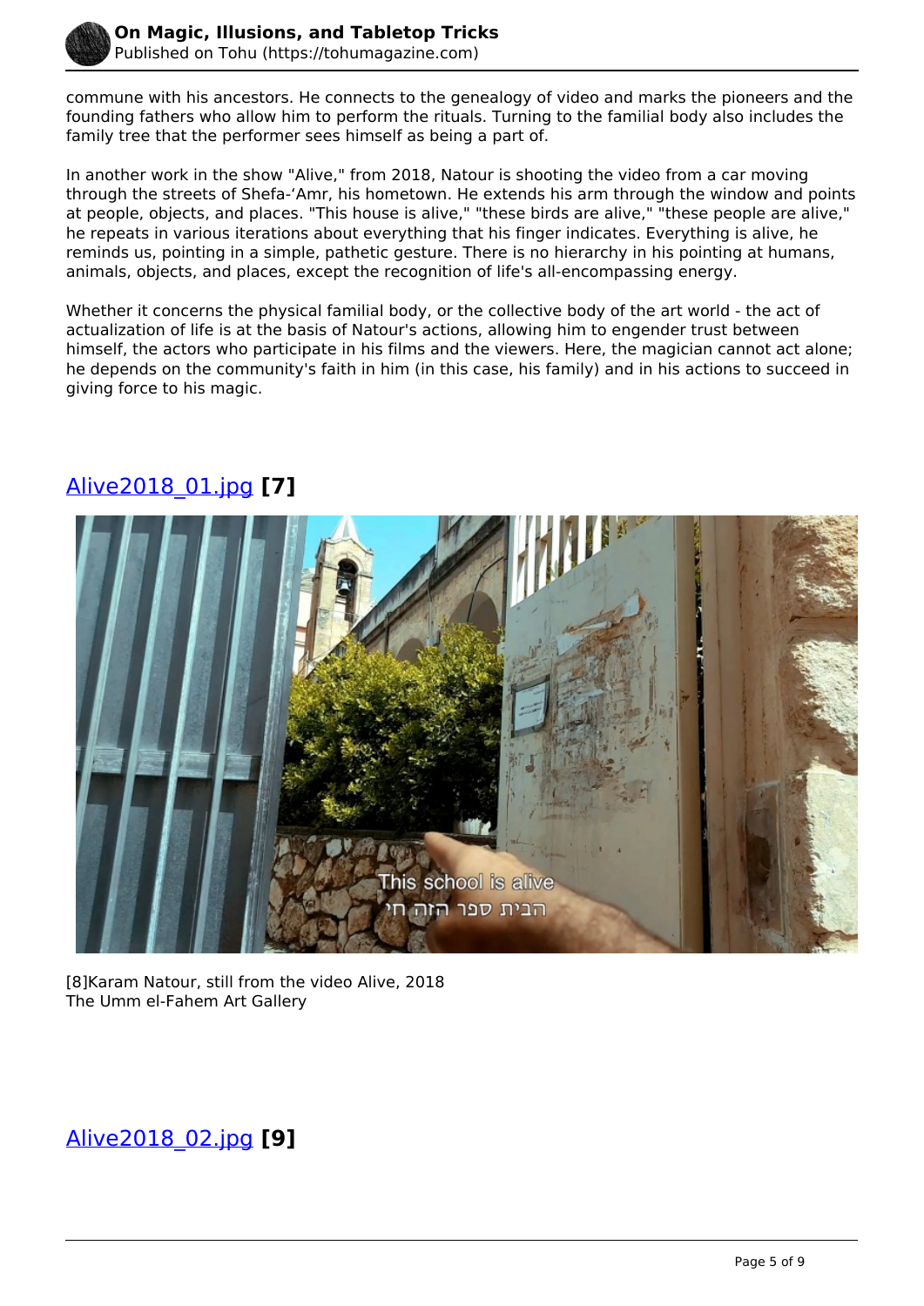commune with his ancestors. He connects to the genealogy of video and marks the pioneers and the founding fathers who allow him to perform the rituals. Turning to the familial body also includes the family tree that the performer sees himself as being a part of.

In another work in the show "Alive," from 2018, Natour is shooting the video from a car moving through the streets of Shefa-'Amr, his hometown. He extends his arm through the window and points at people, objects, and places. "This house is alive," "these birds are alive," "these people are alive," he repeats in various iterations about everything that his finger indicates. Everything is alive, he reminds us, pointing in a simple, pathetic gesture. There is no hierarchy in his pointing at humans, animals, objects, and places, except the recognition of life's all-encompassing energy.

Whether it concerns the physical familial body, or the collective body of the art world - the act of actualization of life is at the basis of Natour's actions, allowing him to engender trust between himself, the actors who participate in his films and the viewers. Here, the magician cannot act alone; he depends on the community's faith in him (in this case, his family) and in his actions to succeed in giving force to his magic.

## Alive2018_01.jpg **[7]**

[8]Karam Natour, still from the video Alive, 2018
The Umm el-Fahem Art Gallery

## Alive2018_02.jpg **[9]**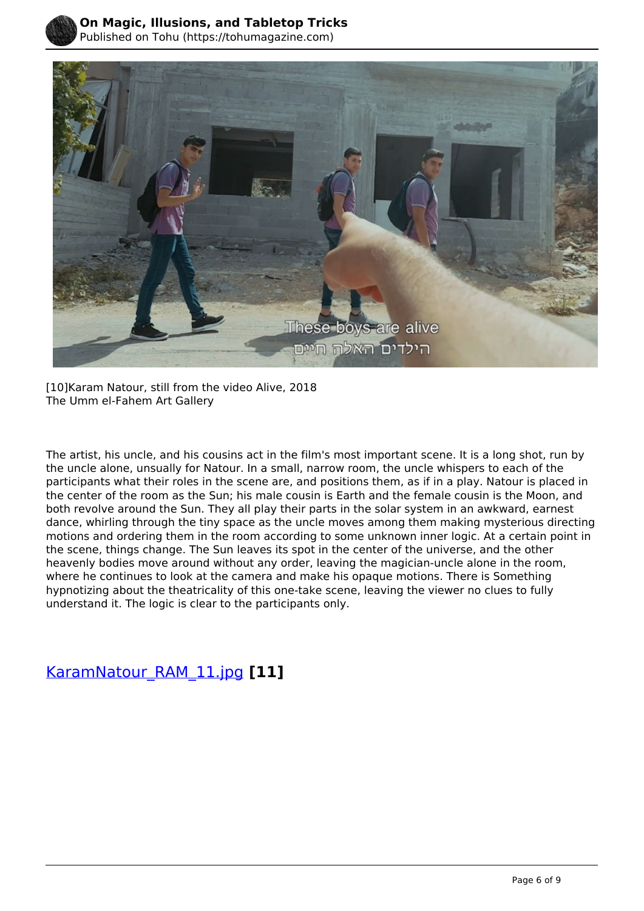[10]Karam Natour, still from the video Alive, 2018
The Umm el-Fahem Art Gallery

The artist, his uncle, and his cousins act in the film's most important scene. It is a long shot, run by the uncle alone, unsually for Natour. In a small, narrow room, the uncle whispers to each of the participants what their roles in the scene are, and positions them, as if in a play. Natour is placed in the center of the room as the Sun; his male cousin is Earth and the female cousin is the Moon, and both revolve around the Sun. They all play their parts in the solar system in an awkward, earnest dance, whirling through the tiny space as the uncle moves among them making mysterious directing motions and ordering them in the room according to some unknown inner logic. At a certain point in the scene, things change. The Sun leaves its spot in the center of the universe, and the other heavenly bodies move around without any order, leaving the magician-uncle alone in the room, where he continues to look at the camera and make his opaque motions. There is Something hypnotizing about the theatricality of this one-take scene, leaving the viewer no clues to fully understand it. The logic is clear to the participants only.

## KaramNatour_RAM_11.jpg **[11]**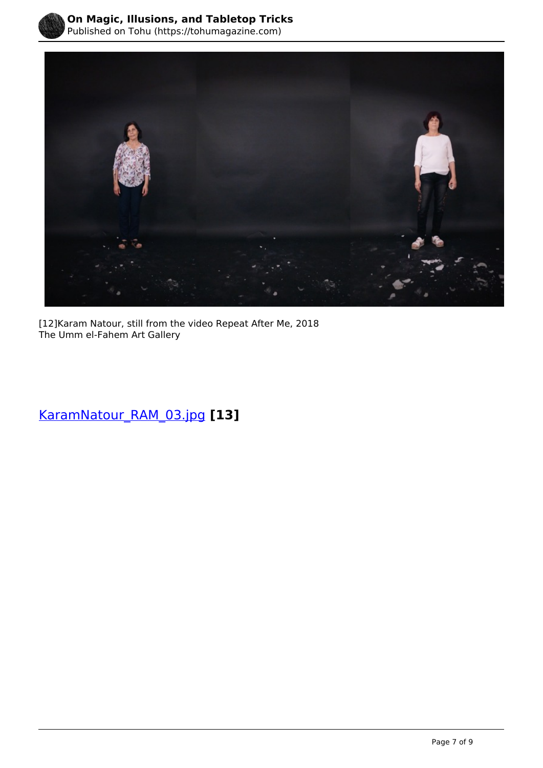[12]Karam Natour, still from the video Repeat After Me, 2018
The Umm el-Fahem Art Gallery

KaramNatour_RAM_03.jpg **[13]**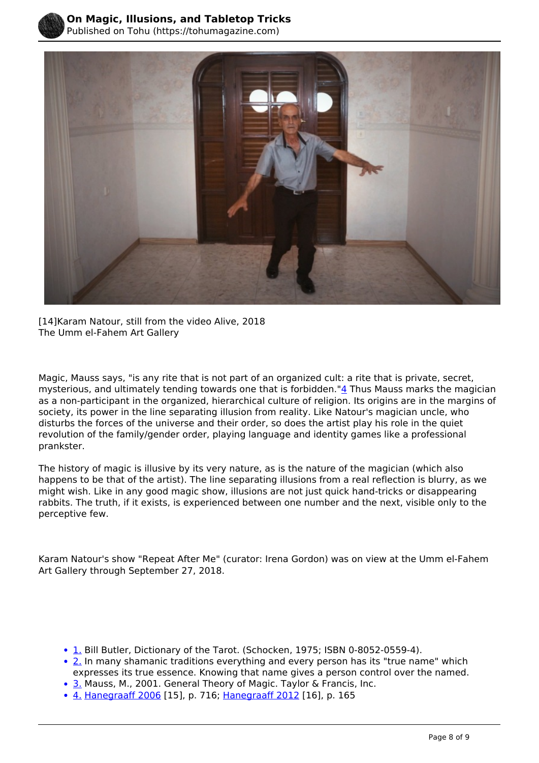[14]Karam Natour, still from the video Alive, 2018
The Umm el-Fahem Art Gallery

Magic, Mauss says, "is any rite that is not part of an organized cult: a rite that is private, secret, mysterious, and ultimately tending towards one that is forbidden."4 Thus Mauss marks the magician as a non-participant in the organized, hierarchical culture of religion. Its origins are in the margins of society, its power in the line separating illusion from reality. Like Natour's magician uncle, who disturbs the forces of the universe and their order, so does the artist play his role in the quiet revolution of the family/gender order, playing language and identity games like a professional prankster.

The history of magic is illusive by its very nature, as is the nature of the magician (which also happens to be that of the artist). The line separating illusions from a real reflection is blurry, as we might wish. Like in any good magic show, illusions are not just quick hand-tricks or disappearing rabbits. The truth, if it exists, is experienced between one number and the next, visible only to the perceptive few.

Karam Natour's show "Repeat After Me" (curator: Irena Gordon) was on view at the Umm el-Fahem Art Gallery through September 27, 2018.

- 1. Bill Butler, Dictionary of the Tarot. (Schocken, 1975; ISBN 0-8052-0559-4).
- 2. In many shamanic traditions everything and every person has its "true name" which expresses its true essence. Knowing that name gives a person control over the named.
- 3. Mauss, M., 2001. General Theory of Magic. Taylor & Francis, Inc.
- 4. Hanegraaff 2006 [15], p. 716; Hanegraaff 2012 [16], p. 165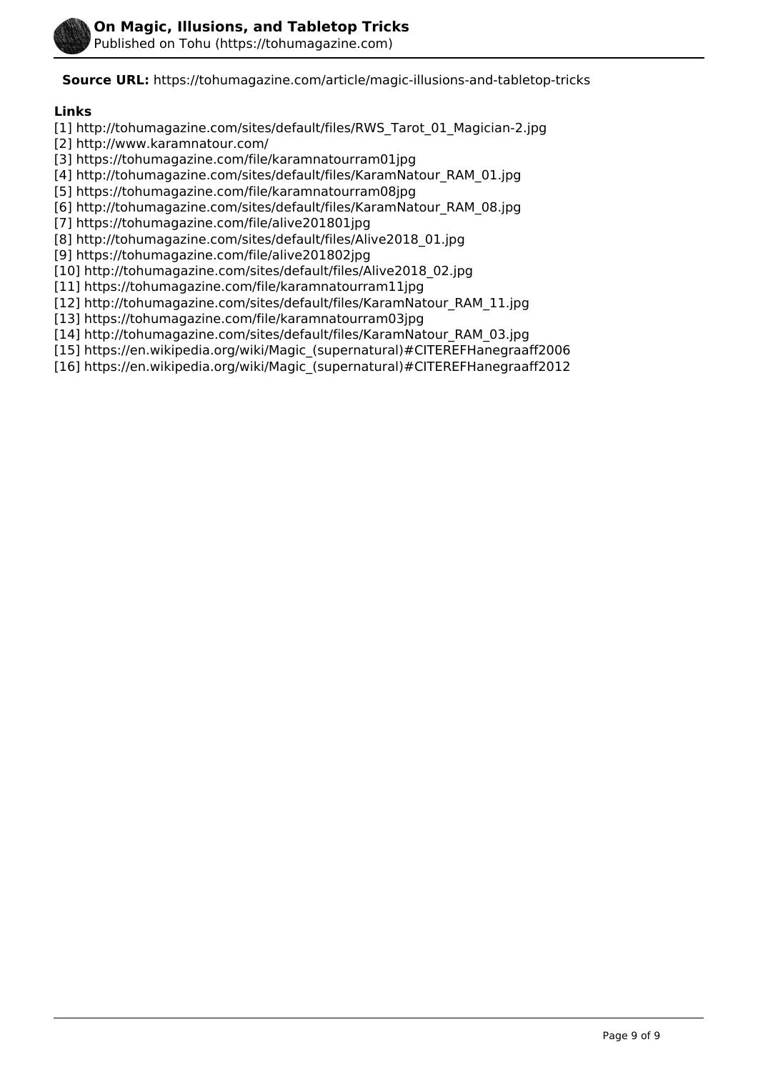**Source URL:** https://tohumagazine.com/article/magic-illusions-and-tabletop-tricks

**Links**

[1] http://tohumagazine.com/sites/default/files/RWS_Tarot_01_Magician-2.jpg
[2] http://www.karamnatour.com/
[3] https://tohumagazine.com/file/karamnatourram01jpg
[4] http://tohumagazine.com/sites/default/files/KaramNatour_RAM_01.jpg
[5] https://tohumagazine.com/file/karamnatourram08jpg
[6] http://tohumagazine.com/sites/default/files/KaramNatour_RAM_08.jpg
[7] https://tohumagazine.com/file/alive201801jpg
[8] http://tohumagazine.com/sites/default/files/Alive2018_01.jpg
[9] https://tohumagazine.com/file/alive201802jpg
[10] http://tohumagazine.com/sites/default/files/Alive2018_02.jpg
[11] https://tohumagazine.com/file/karamnatourram11jpg
[12] http://tohumagazine.com/sites/default/files/KaramNatour_RAM_11.jpg
[13] https://tohumagazine.com/file/karamnatourram03jpg
[14] http://tohumagazine.com/sites/default/files/KaramNatour_RAM_03.jpg
[15] https://en.wikipedia.org/wiki/Magic_(supernatural)#CITEREFHanegraaff2006
[16] https://en.wikipedia.org/wiki/Magic_(supernatural)#CITEREFHanegraaff2012